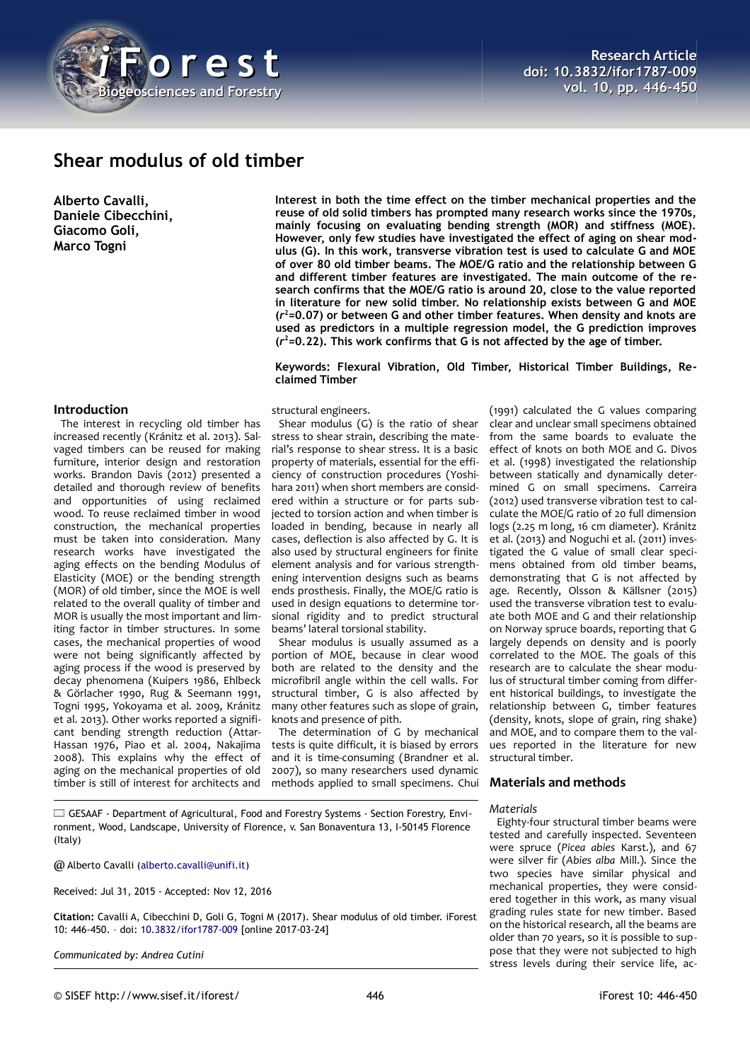# Shear modulus of old timber

**Alberto Cavalli, Daniele Cibecchini, Giacomo Goli, Marco Togni**

**Interest in both the time effect on the timber mechanical properties and the reuse of old solid timbers has prompted many research works since the 1970s, mainly focusing on evaluating bending strength (MOR) and stiffness (MOE). However, only few studies have investigated the effect of aging on shear modulus (G). In this work, transverse vibration test is used to calculate G and MOE of over 80 old timber beams. The MOE/G ratio and the relationship between G and different timber features are investigated. The main outcome of the research confirms that the MOE/G ratio is around 20, close to the value reported in literature for new solid timber. No relationship exists between G and MOE ($r^2$=0.07) or between G and other timber features. When density and knots are used as predictors in a multiple regression model, the G prediction improves ($r^2$=0.22). This work confirms that G is not affected by the age of timber.**

**Keywords: Flexural Vibration, Old Timber, Historical Timber Buildings, Reclaimed Timber**

## Introduction

The interest in recycling old timber has increased recently (Kránitz et al. 2013). Salvaged timbers can be reused for making furniture, interior design and restoration works. Brandon Davis (2012) presented a detailed and thorough review of benefits and opportunities of using reclaimed wood. To reuse reclaimed timber in wood construction, the mechanical properties must be taken into consideration. Many research works have investigated the aging effects on the bending Modulus of Elasticity (MOE) or the bending strength (MOR) of old timber, since the MOE is well related to the overall quality of timber and MOR is usually the most important and limiting factor in timber structures. In some cases, the mechanical properties of wood were not being significantly affected by aging process if the wood is preserved by decay phenomena (Kuipers 1986, Ehlbeck & Görlacher 1990, Rug & Seemann 1991, Togni 1995, Yokoyama et al. 2009, Kránitz et al. 2013). Other works reported a significant bending strength reduction (Attar-Hassan 1976, Piao et al. 2004, Nakajima 2008). This explains why the effect of aging on the mechanical properties of old timber is still of interest for architects and structural engineers.

Shear modulus (G) is the ratio of shear stress to shear strain, describing the material's response to shear stress. It is a basic property of materials, essential for the efficiency of construction procedures (Yoshihara 2011) when short members are considered within a structure or for parts subjected to torsion action and when timber is loaded in bending, because in nearly all cases, deflection is also affected by G. It is also used by structural engineers for finite element analysis and for various strengthening intervention designs such as beams ends prosthesis. Finally, the MOE/G ratio is used in design equations to determine torsional rigidity and to predict structural beams' lateral torsional stability.

Shear modulus is usually assumed as a portion of MOE, because in clear wood both are related to the density and the microfibril angle within the cell walls. For structural timber, G is also affected by many other features such as slope of grain, knots and presence of pith.

The determination of G by mechanical tests is quite difficult, it is biased by errors and it is time-consuming (Brandner et al. 2007), so many researchers used dynamic methods applied to small specimens. Chui (1991) calculated the G values comparing clear and unclear small specimens obtained from the same boards to evaluate the effect of knots on both MOE and G. Divos et al. (1998) investigated the relationship between statically and dynamically determined G on small specimens. Carreira (2012) used transverse vibration test to calculate the MOE/G ratio of 20 full dimension logs (2.25 m long, 16 cm diameter). Kránitz et al. (2013) and Noguchi et al. (2011) investigated the G value of small clear specimens obtained from old timber beams, demonstrating that G is not affected by age. Recently, Olsson & Källsner (2015) used the transverse vibration test to evaluate both MOE and G and their relationship on Norway spruce boards, reporting that G largely depends on density and is poorly correlated to the MOE. The goals of this research are to calculate the shear modulus of structural timber coming from different historical buildings, to investigate the relationship between G, timber features (density, knots, slope of grain, ring shake) and MOE, and to compare them to the values reported in the literature for new structural timber.

## Materials and methods

### *Materials*

Eighty-four structural timber beams were tested and carefully inspected. Seventeen were spruce (*Picea abies* Karst.), and 67 were silver fir (*Abies alba* Mill.). Since the two species have similar physical and mechanical properties, they were considered together in this work, as many visual grading rules state for new timber. Based on the historical research, all the beams are older than 70 years, so it is possible to suppose that they were not subjected to high stress levels during their service life, ac-

GESAAF - Department of Agricultural, Food and Forestry Systems - Section Forestry, Environment, Wood, Landscape, University of Florence, v. San Bonaventura 13, I-50145 Florence (Italy)

@ Alberto Cavalli (alberto.cavalli@unifi.it)

Received: Jul 31, 2015 - Accepted: Nov 12, 2016

**Citation:** Cavalli A, Cibecchini D, Goli G, Togni M (2017). Shear modulus of old timber. iForest 10: 446-450. – doi: 10.3832/ifor1787-009 [online 2017-03-24]

*Communicated by: Andrea Cutini*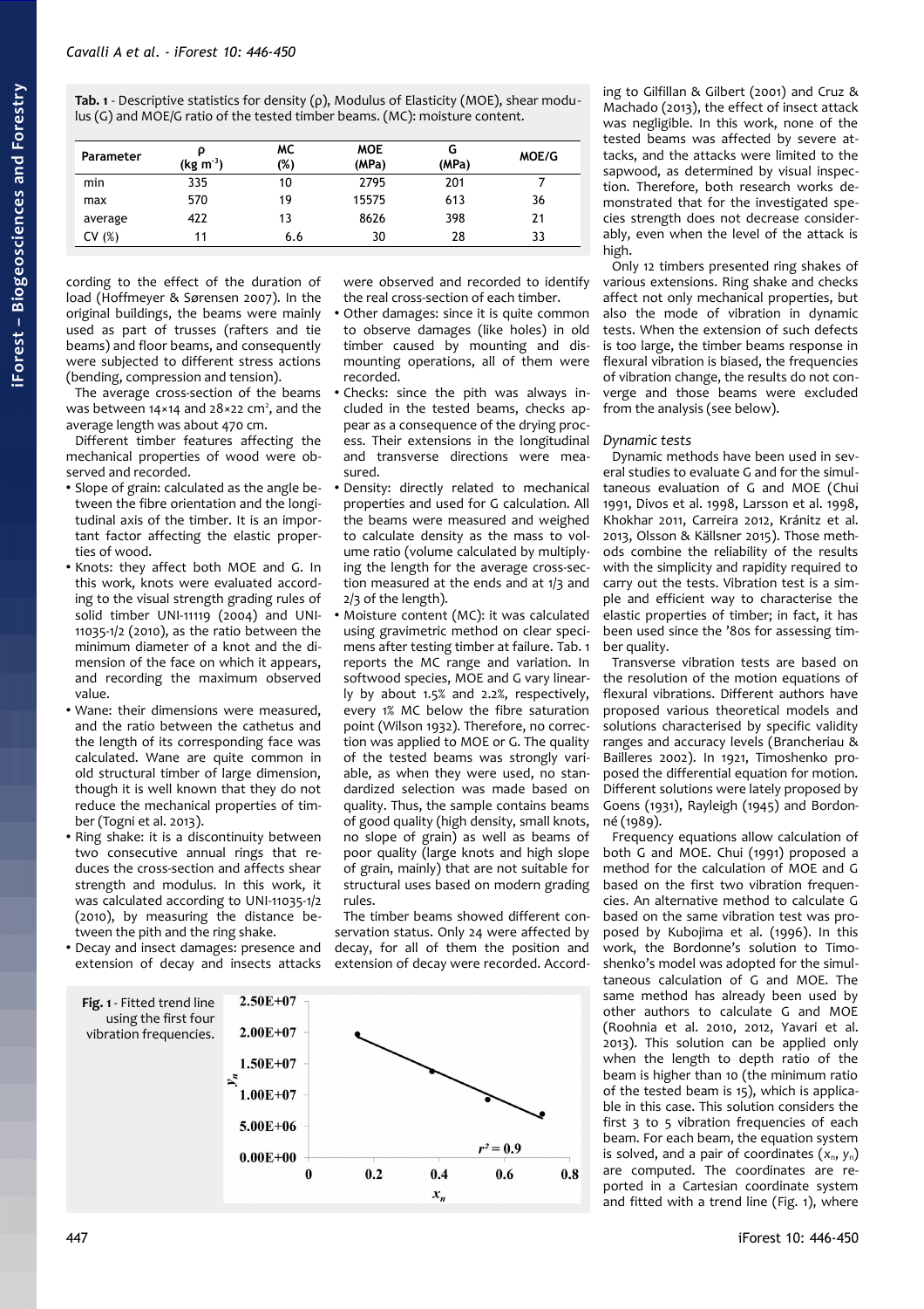**Tab. 1** - Descriptive statistics for density (ρ), Modulus of Elasticity (MOE), shear modulus (G) and MOE/G ratio of the tested timber beams. (MC): moisture content.

| Parameter | ρ (kg m$^{-3}$) | MC (%) | MOE (MPa) | G (MPa) | MOE/G |
|---|---|---|---|---|---|
| min | 335 | 10 | 2795 | 201 | 7 |
| max | 570 | 19 | 15575 | 613 | 36 |
| average | 422 | 13 | 8626 | 398 | 21 |
| CV (%) | 11 | 6.6 | 30 | 28 | 33 |

cording to the effect of the duration of load (Hoffmeyer & Sørensen 2007). In the original buildings, the beams were mainly used as part of trusses (rafters and tie beams) and floor beams, and consequently were subjected to different stress actions (bending, compression and tension).

The average cross-section of the beams was between 14×14 and 28×22 cm², and the average length was about 470 cm.

Different timber features affecting the mechanical properties of wood were observed and recorded.

- Slope of grain: calculated as the angle between the fibre orientation and the longitudinal axis of the timber. It is an important factor affecting the elastic properties of wood.
- Knots: they affect both MOE and G. In this work, knots were evaluated according to the visual strength grading rules of solid timber UNI-11119 (2004) and UNI-11035-1/2 (2010), as the ratio between the minimum diameter of a knot and the dimension of the face on which it appears, and recording the maximum observed value.
- Wane: their dimensions were measured, and the ratio between the cathetus and the length of its corresponding face was calculated. Wane are quite common in old structural timber of large dimension, though it is well known that they do not reduce the mechanical properties of timber (Togni et al. 2013).
- Ring shake: it is a discontinuity between two consecutive annual rings that reduces the cross-section and affects shear strength and modulus. In this work, it was calculated according to UNI-11035-1/2 (2010), by measuring the distance between the pith and the ring shake.
- Decay and insect damages: presence and extension of decay and insects attacks were observed and recorded to identify the real cross-section of each timber.
- Other damages: since it is quite common to observe damages (like holes) in old timber caused by mounting and dismounting operations, all of them were recorded.
- Checks: since the pith was always included in the tested beams, checks appear as a consequence of the drying process. Their extensions in the longitudinal and transverse directions were measured.
- Density: directly related to mechanical properties and used for G calculation. All the beams were measured and weighed to calculate density as the mass to volume ratio (volume calculated by multiplying the length for the average cross-section measured at the ends and at 1/3 and 2/3 of the length).
- Moisture content (MC): it was calculated using gravimetric method on clear specimens after testing timber at failure. Tab. 1 reports the MC range and variation. In softwood species, MOE and G vary linearly by about 1.5% and 2.2%, respectively, every 1% MC below the fibre saturation point (Wilson 1932). Therefore, no correction was applied to MOE or G. The quality of the tested beams was strongly variable, as when they were used, no standardized selection was made based on quality. Thus, the sample contains beams of good quality (high density, small knots, no slope of grain) as well as beams of poor quality (large knots and high slope of grain, mainly) that are not suitable for structural uses based on modern grading rules.

The timber beams showed different conservation status. Only 24 were affected by decay, for all of them the position and extension of decay were recorded. According to Gilfillan & Gilbert (2001) and Cruz & Machado (2013), the effect of insect attack was negligible. In this work, none of the tested beams was affected by severe attacks, and the attacks were limited to the sapwood, as determined by visual inspection. Therefore, both research works demonstrated that for the investigated species strength does not decrease considerably, even when the level of the attack is high.

Only 12 timbers presented ring shakes of various extensions. Ring shake and checks affect not only mechanical properties, but also the mode of vibration in dynamic tests. When the extension of such defects is too large, the timber beams response in flexural vibration is biased, the frequencies of vibration change, the results do not converge and those beams were excluded from the analysis (see below).

### *Dynamic tests*

Dynamic methods have been used in several studies to evaluate G and for the simultaneous evaluation of G and MOE (Chui 1991, Divos et al. 1998, Larsson et al. 1998, Khokhar 2011, Carreira 2012, Kránitz et al. 2013, Olsson & Källsner 2015). Those methods combine the reliability of the results with the simplicity and rapidity required to carry out the tests. Vibration test is a simple and efficient way to characterise the elastic properties of timber; in fact, it has been used since the '80s for assessing timber quality.

Transverse vibration tests are based on the resolution of the motion equations of flexural vibrations. Different authors have proposed various theoretical models and solutions characterised by specific validity ranges and accuracy levels (Brancheriau & Bailleres 2002). In 1921, Timoshenko proposed the differential equation for motion. Different solutions were lately proposed by Goens (1931), Rayleigh (1945) and Bordonné (1989).

Frequency equations allow calculation of both G and MOE. Chui (1991) proposed a method for the calculation of MOE and G based on the first two vibration frequencies. An alternative method to calculate G based on the same vibration test was proposed by Kubojima et al. (1996). In this work, the Bordonne's solution to Timoshenko's model was adopted for the simultaneous calculation of G and MOE. The same method has already been used by other authors to calculate G and MOE (Roohnia et al. 2010, 2012, Yavari et al. 2013). This solution can be applied only when the length to depth ratio of the beam is higher than 10 (the minimum ratio of the tested beam is 15), which is applicable in this case. This solution considers the first 3 to 5 vibration frequencies of each beam. For each beam, the equation system is solved, and a pair of coordinates ($x_n$, $y_n$) are computed. The coordinates are reported in a Cartesian coordinate system and fitted with a trend line (Fig. 1), where

**Fig. 1** - Fitted trend line using the first four vibration frequencies.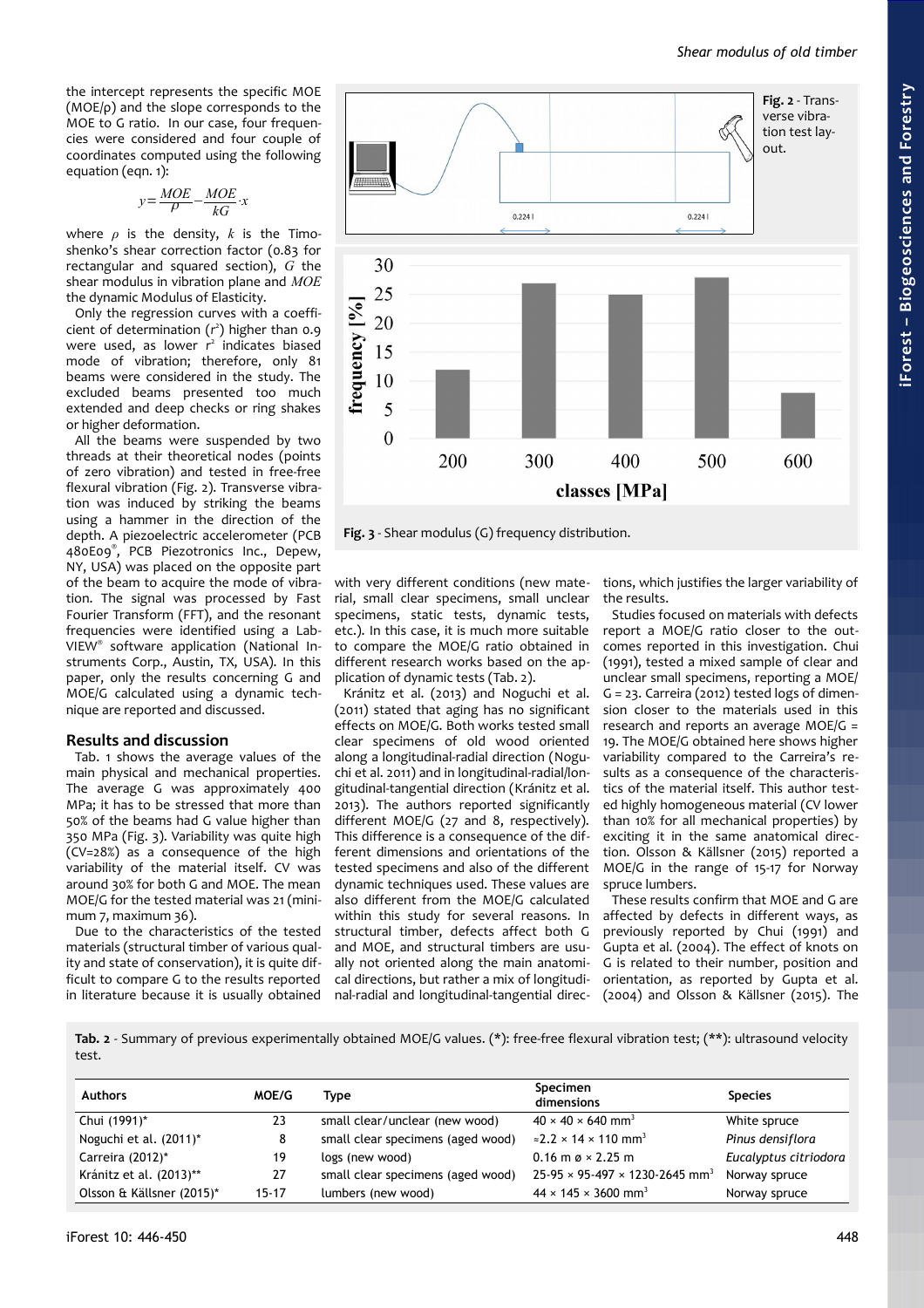the intercept represents the specific MOE (MOE/ρ) and the slope corresponds to the MOE to G ratio. In our case, four frequencies were considered and four couple of coordinates computed using the following equation (eqn. 1):

$$y = \frac{MOE}{\rho} - \frac{MOE}{kG} \cdot x$$

where $\rho$ is the density, $k$ is the Timoshenko's shear correction factor (0.83 for rectangular and squared section), $G$ the shear modulus in vibration plane and $MOE$ the dynamic Modulus of Elasticity.

Only the regression curves with a coefficient of determination ($r^2$) higher than 0.9 were used, as lower $r^2$ indicates biased mode of vibration; therefore, only 81 beams were considered in the study. The excluded beams presented too much extended and deep checks or ring shakes or higher deformation.

All the beams were suspended by two threads at their theoretical nodes (points of zero vibration) and tested in free-free flexural vibration (Fig. 2). Transverse vibration was induced by striking the beams using a hammer in the direction of the depth. A piezoelectric accelerometer (PCB 480E09®, PCB Piezotronics Inc., Depew, NY, USA) was placed on the opposite part of the beam to acquire the mode of vibration. The signal was processed by Fast Fourier Transform (FFT), and the resonant frequencies were identified using a LabVIEW® software application (National Instruments Corp., Austin, TX, USA). In this paper, only the results concerning G and MOE/G calculated using a dynamic technique are reported and discussed.

**Fig. 2** - Transverse vibration test layout.

**Fig. 3** - Shear modulus (G) frequency distribution.

## Results and discussion

Tab. 1 shows the average values of the main physical and mechanical properties. The average G was approximately 400 MPa; it has to be stressed that more than 50% of the beams had G value higher than 350 MPa (Fig. 3). Variability was quite high (CV=28%) as a consequence of the high variability of the material itself. CV was around 30% for both G and MOE. The mean MOE/G for the tested material was 21 (minimum 7, maximum 36).

Due to the characteristics of the tested materials (structural timber of various quality and state of conservation), it is quite difficult to compare G to the results reported in literature because it is usually obtained with very different conditions (new material, small clear specimens, small unclear specimens, static tests, dynamic tests, etc.). In this case, it is much more suitable to compare the MOE/G ratio obtained in different research works based on the application of dynamic tests (Tab. 2).

Kránitz et al. (2013) and Noguchi et al. (2011) stated that aging has no significant effects on MOE/G. Both works tested small clear specimens of old wood oriented along a longitudinal-radial direction (Noguchi et al. 2011) and in longitudinal-radial/longitudinal-tangential direction (Kránitz et al. 2013). The authors reported significantly different MOE/G (27 and 8, respectively). This difference is a consequence of the different dimensions and orientations of the tested specimens and also of the different dynamic techniques used. These values are also different from the MOE/G calculated within this study for several reasons. In structural timber, defects affect both G and MOE, and structural timbers are usually not oriented along the main anatomical directions, but rather a mix of longitudinal-radial and longitudinal-tangential directions, which justifies the larger variability of the results.

Studies focused on materials with defects report a MOE/G ratio closer to the outcomes reported in this investigation. Chui (1991), tested a mixed sample of clear and unclear small specimens, reporting a MOE/G = 23. Carreira (2012) tested logs of dimension closer to the materials used in this research and reports an average MOE/G = 19. The MOE/G obtained here shows higher variability compared to the Carreira's results as a consequence of the characteristics of the material itself. This author tested highly homogeneous material (CV lower than 10% for all mechanical properties) by exciting it in the same anatomical direction. Olsson & Källsner (2015) reported a MOE/G in the range of 15-17 for Norway spruce lumbers.

These results confirm that MOE and G are affected by defects in different ways, as previously reported by Chui (1991) and Gupta et al. (2004). The effect of knots on G is related to their number, position and orientation, as reported by Gupta et al. (2004) and Olsson & Källsner (2015). The

**Tab. 2** - Summary of previous experimentally obtained MOE/G values. (*): free-free flexural vibration test; (**): ultrasound velocity test.

| Authors | MOE/G | Type | Specimen dimensions | Species |
|---|---|---|---|---|
| Chui (1991)* | 23 | small clear/unclear (new wood) | 40 × 40 × 640 mm$^3$ | White spruce |
| Noguchi et al. (2011)* | 8 | small clear specimens (aged wood) | ≈2.2 × 14 × 110 mm$^3$ | *Pinus densiflora* |
| Carreira (2012)* | 19 | logs (new wood) | 0.16 m ø × 2.25 m | *Eucalyptus citriodora* |
| Kránitz et al. (2013)** | 27 | small clear specimens (aged wood) | 25-95 × 95-497 × 1230-2645 mm$^3$ | Norway spruce |
| Olsson & Källsner (2015)* | 15-17 | lumbers (new wood) | 44 × 145 × 3600 mm$^3$ | Norway spruce |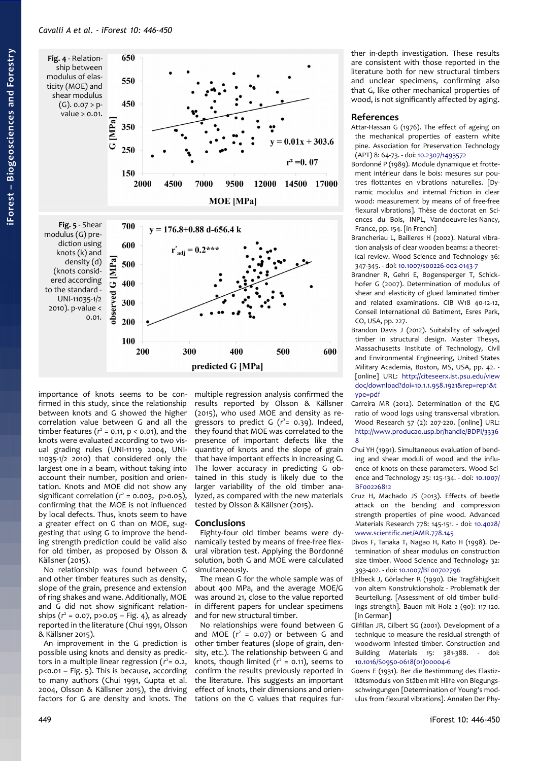Fig. 4 - Relationship between modulus of elasticity (MOE) and shear modulus (G). 0.07 > p-value > 0.01.

Fig. 5 - Shear modulus (G) prediction using knots (k) and density (d) (knots considered according to the standard - UNI-11035-1/2 2010). p-value < 0.01.

importance of knots seems to be confirmed in this study, since the relationship between knots and G showed the higher correlation value between G and all the timber features ($r^2$ = 0.11, p < 0.01), and the knots were evaluated according to two visual grading rules (UNI-11119 2004, UNI-11035-1/2 2010) that considered only the largest one in a beam, without taking into account their number, position and orientation. Knots and MOE did not show any significant correlation ($r^2$ = 0.003, p>0.05), confirming that the MOE is not influenced by local defects. Thus, knots seem to have a greater effect on G than on MOE, suggesting that using G to improve the bending strength prediction could be valid also for old timber, as proposed by Olsson & Källsner (2015).

No relationship was found between G and other timber features such as density, slope of the grain, presence and extension of ring shakes and wane. Additionally, MOE and G did not show significant relationships ($r^2$ = 0.07, p>0.05 – Fig. 4), as already reported in the literature (Chui 1991, Olsson & Källsner 2015).

An improvement in the G prediction is possible using knots and density as predictors in a multiple linear regression ($r^2$= 0.2, p<0.01 – Fig. 5). This is because, according to many authors (Chui 1991, Gupta et al. 2004, Olsson & Källsner 2015), the driving factors for G are density and knots. The multiple regression analysis confirmed the results reported by Olsson & Källsner (2015), who used MOE and density as regressors to predict G ($r^2$= 0.39). Indeed, they found that MOE was correlated to the presence of important defects like the quantity of knots and the slope of grain that have important effects in increasing G. The lower accuracy in predicting G obtained in this study is likely due to the larger variability of the old timber analyzed, as compared with the new materials tested by Olsson & Källsner (2015).

## Conclusions

Eighty-four old timber beams were dynamically tested by means of free-free flexural vibration test. Applying the Bordonné solution, both G and MOE were calculated simultaneously.

The mean G for the whole sample was of about 400 MPa, and the average MOE/G was around 21, close to the value reported in different papers for unclear specimens and for new structural timber.

No relationships were found between G and MOE ($r^2$ = 0.07) or between G and other timber features (slope of grain, density, etc.). The relationship between G and knots, though limited ($r^2$ = 0.11), seems to confirm the results previously reported in the literature. This suggests an important effect of knots, their dimensions and orientations on the G values that requires further in-depth investigation. These results are consistent with those reported in the literature both for new structural timbers and unclear specimens, confirming also that G, like other mechanical properties of wood, is not significantly affected by aging.

## References

Attar-Hassan G (1976). The effect of ageing on the mechanical properties of eastern white pine. Association for Preservation Technology (APT) 8: 64-73. - doi: 10.2307/1493572

Bordonné P (1989). Module dynamique et frottement intérieur dans le bois: mesures sur poutres flottantes en vibrations naturelles. [Dynamic modulus and internal friction in clear wood: measurement by means of of free-free flexural vibrations]. Thèse de doctorat en Sciences du Bois, INPL, Vandoeuvre-les-Nancy, France, pp. 154. [in French]

Brancheriau L, Bailleres H (2002). Natural vibration analysis of clear wooden beams: a theoretical review. Wood Science and Technology 36: 347-345. - doi: 10.1007/s00226-002-0143-7

Brandner R, Gehri E, Bogensperger T, Schickhofer G (2007). Determination of modulus of shear and elasticity of glued laminated timber and related examinations. CIB W18 40-12-12, Conseil International dû Batiment, Esres Park, CO, USA, pp. 227.

Brandon Davis J (2012). Suitability of salvaged timber in structural design. Master Thesys, Massachusetts Institute of Technology, Civil and Environmental Engineering, United States Military Academia, Boston, MS, USA, pp. 42. - [online] URL: http://citeseerx.ist.psu.edu/viewdoc/download?doi=10.1.1.958.1921&rep=rep1&type=pdf

Carreira MR (2012). Determination of the E/G ratio of wood logs using transversal vibration. Wood Research 57 (2): 207-220. [online] URL: http://www.producao.usp.br/handle/BDPI/33368

Chui YH (1991). Simultaneous evaluation of bending and shear moduli of wood and the influence of knots on these parameters. Wood Science and Technology 25: 125-134. - doi: 10.1007/BF00226812

Cruz H, Machado JS (2013). Effects of beetle attack on the bending and compression strength properties of pine wood. Advanced Materials Research 778: 145-151. - doi: 10.4028/www.scientific.net/AMR.778.145

Divos F, Tanaka T, Nagao H, Kato H (1998). Determination of shear modulus on construction size timber. Wood Science and Technology 32: 393-402. - doi: 10.1007/BF00702796

Ehlbeck J, Görlacher R (1990). Die Tragfähigkeit von altem Konstruktionsholz - Problematik der Beurteilung. [Assessment of old timber buildings strength]. Bauen mit Holz 2 (90): 117-120. [in German]

Gilfillan JR, Gilbert SG (2001). Development of a technique to measure the residual strength of woodworm infested timber. Construction and Building Materials 15: 381-388. - doi: 10.1016/S0950-0618(01)00004-6

Goens E (1931). Ber die Bestimmung des Elastizitätsmoduls von Stäben mit Hilfe von Biegungsschwingungen [Determination of Young's modulus from flexural vibrations]. Annalen Der Phy-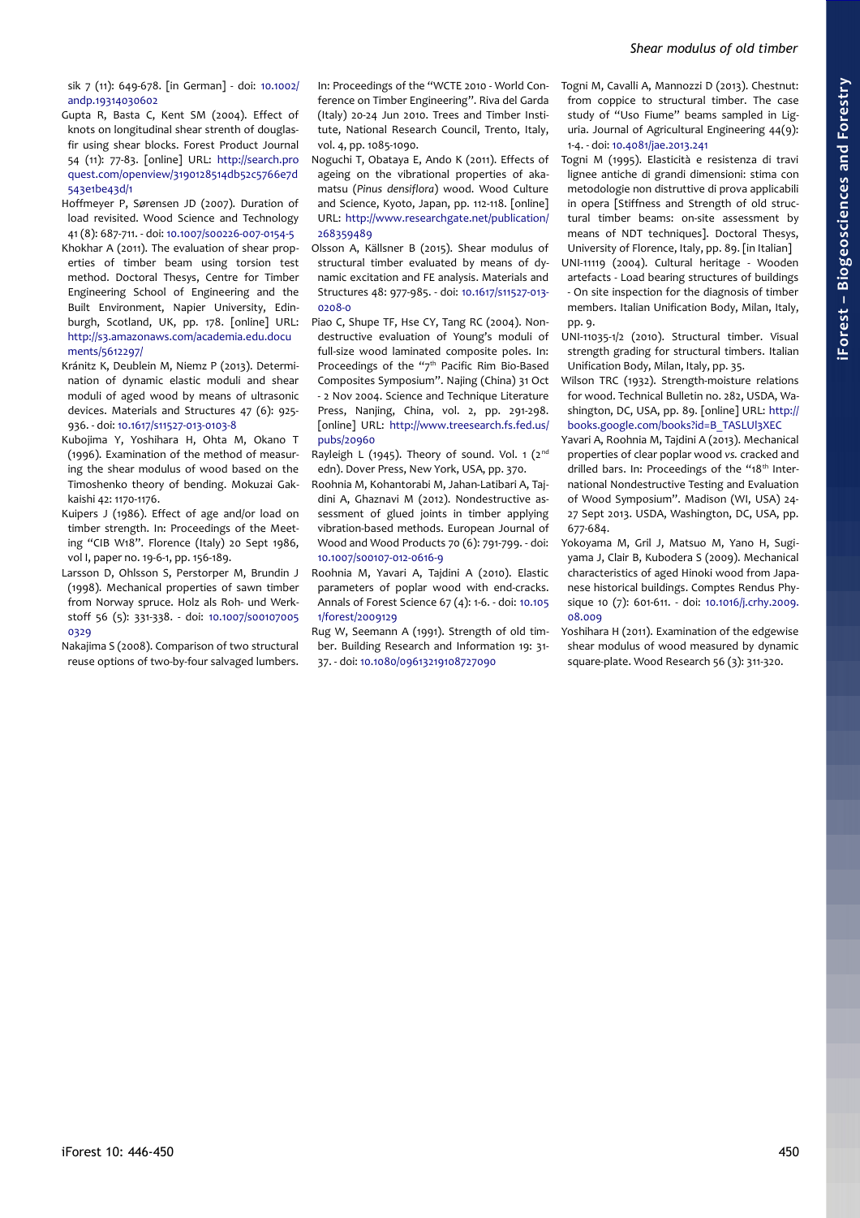sik 7 (11): 649-678. [in German] - doi: 10.1002/andp.19314030602

Gupta R, Basta C, Kent SM (2004). Effect of knots on longitudinal shear strenth of douglas-fir using shear blocks. Forest Product Journal 54 (11): 77-83. [online] URL: http://search.proquest.com/openview/3190128514db52c5766e7d543e1be43d/1

Hoffmeyer P, Sørensen JD (2007). Duration of load revisited. Wood Science and Technology 41 (8): 687-711. - doi: 10.1007/s00226-007-0154-5

Khokhar A (2011). The evaluation of shear properties of timber beam using torsion test method. Doctoral Thesys, Centre for Timber Engineering School of Engineering and the Built Environment, Napier University, Edinburgh, Scotland, UK, pp. 178. [online] URL: http://s3.amazonaws.com/academia.edu.documents/5612297/

Kránitz K, Deublein M, Niemz P (2013). Determination of dynamic elastic moduli and shear moduli of aged wood by means of ultrasonic devices. Materials and Structures 47 (6): 925-936. - doi: 10.1617/s11527-013-0103-8

Kubojima Y, Yoshihara H, Ohta M, Okano T (1996). Examination of the method of measuring the shear modulus of wood based on the Timoshenko theory of bending. Mokuzai Gakkaishi 42: 1170-1176.

Kuipers J (1986). Effect of age and/or load on timber strength. In: Proceedings of the Meeting "CIB W18". Florence (Italy) 20 Sept 1986, vol I, paper no. 19-6-1, pp. 156-189.

Larsson D, Ohlsson S, Perstorper M, Brundin J (1998). Mechanical properties of sawn timber from Norway spruce. Holz als Roh- und Werkstoff 56 (5): 331-338. - doi: 10.1007/s001070050329

Nakajima S (2008). Comparison of two structural reuse options of two-by-four salvaged lumbers. In: Proceedings of the "WCTE 2010 - World Conference on Timber Engineering". Riva del Garda (Italy) 20-24 Jun 2010. Trees and Timber Institute, National Research Council, Trento, Italy, vol. 4, pp. 1085-1090.

Noguchi T, Obataya E, Ando K (2011). Effects of ageing on the vibrational properties of akamatsu (*Pinus densiflora*) wood. Wood Culture and Science, Kyoto, Japan, pp. 112-118. [online] URL: http://www.researchgate.net/publication/268359489

Olsson A, Källsner B (2015). Shear modulus of structural timber evaluated by means of dynamic excitation and FE analysis. Materials and Structures 48: 977-985. - doi: 10.1617/s11527-013-0208-0

Piao C, Shupe TF, Hse CY, Tang RC (2004). Nondestructive evaluation of Young's moduli of full-size wood laminated composite poles. In: Proceedings of the "7th Pacific Rim Bio-Based Composites Symposium". Najing (China) 31 Oct - 2 Nov 2004. Science and Technique Literature Press, Nanjing, China, vol. 2, pp. 291-298. [online] URL: http://www.treesearch.fs.fed.us/pubs/20960

Rayleigh L (1945). Theory of sound. Vol. 1 (2nd edn). Dover Press, New York, USA, pp. 370.

Roohnia M, Kohantorabi M, Jahan-Latibari A, Tajdini A, Ghaznavi M (2012). Nondestructive assessment of glued joints in timber applying vibration-based methods. European Journal of Wood and Wood Products 70 (6): 791-799. - doi: 10.1007/s00107-012-0616-9

Roohnia M, Yavari A, Tajdini A (2010). Elastic parameters of poplar wood with end-cracks. Annals of Forest Science 67 (4): 1-6. - doi: 10.1051/forest/2009129

Rug W, Seemann A (1991). Strength of old timber. Building Research and Information 19: 31-37. - doi: 10.1080/09613219108727090

Togni M, Cavalli A, Mannozzi D (2013). Chestnut: from coppice to structural timber. The case study of "Uso Fiume" beams sampled in Liguria. Journal of Agricultural Engineering 44(9): 1-4. - doi: 10.4081/jae.2013.241

Togni M (1995). Elasticità e resistenza di travi lignee antiche di grandi dimensioni: stima con metodologie non distruttive di prova applicabili in opera [Stiffness and Strength of old structural timber beams: on-site assessment by means of NDT techniques]. Doctoral Thesys, University of Florence, Italy, pp. 89. [in Italian]

UNI-11119 (2004). Cultural heritage - Wooden artefacts - Load bearing structures of buildings - On site inspection for the diagnosis of timber members. Italian Unification Body, Milan, Italy, pp. 9.

UNI-11035-1/2 (2010). Structural timber. Visual strength grading for structural timbers. Italian Unification Body, Milan, Italy, pp. 35.

Wilson TRC (1932). Strength-moisture relations for wood. Technical Bulletin no. 282, USDA, Washington, DC, USA, pp. 89. [online] URL: http://books.google.com/books?id=B_TASLUl3XEC

Yavari A, Roohnia M, Tajdini A (2013). Mechanical properties of clear poplar wood *vs.* cracked and drilled bars. In: Proceedings of the "18th International Nondestructive Testing and Evaluation of Wood Symposium". Madison (WI, USA) 24-27 Sept 2013. USDA, Washington, DC, USA, pp. 677-684.

Yokoyama M, Gril J, Matsuo M, Yano H, Sugiyama J, Clair B, Kubodera S (2009). Mechanical characteristics of aged Hinoki wood from Japanese historical buildings. Comptes Rendus Physique 10 (7): 601-611. - doi: 10.1016/j.crhy.2009.08.009

Yoshihara H (2011). Examination of the edgewise shear modulus of wood measured by dynamic square-plate. Wood Research 56 (3): 311-320.